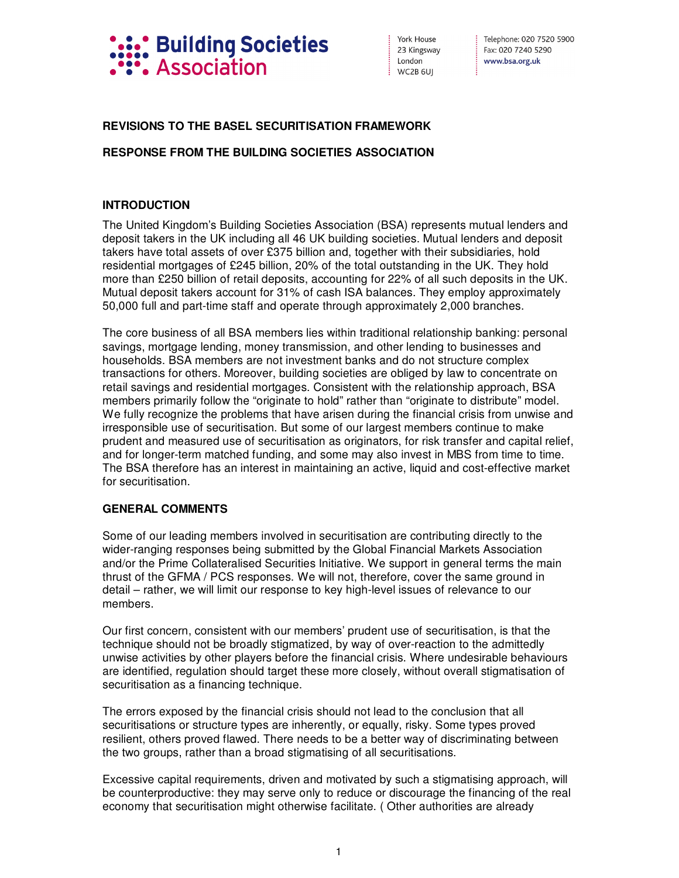Building Societies Association

York House
23 Kingsway
London
WC2B 6UJ

Telephone: 020 7520 5900
Fax: 020 7240 5290
www.bsa.org.uk

**REVISIONS TO THE BASEL SECURITISATION FRAMEWORK**

**RESPONSE FROM THE BUILDING SOCIETIES ASSOCIATION**

## INTRODUCTION

The United Kingdom's Building Societies Association (BSA) represents mutual lenders and deposit takers in the UK including all 46 UK building societies. Mutual lenders and deposit takers have total assets of over £375 billion and, together with their subsidiaries, hold residential mortgages of £245 billion, 20% of the total outstanding in the UK. They hold more than £250 billion of retail deposits, accounting for 22% of all such deposits in the UK. Mutual deposit takers account for 31% of cash ISA balances. They employ approximately 50,000 full and part-time staff and operate through approximately 2,000 branches.

The core business of all BSA members lies within traditional relationship banking: personal savings, mortgage lending, money transmission, and other lending to businesses and households. BSA members are not investment banks and do not structure complex transactions for others. Moreover, building societies are obliged by law to concentrate on retail savings and residential mortgages. Consistent with the relationship approach, BSA members primarily follow the "originate to hold" rather than "originate to distribute" model. We fully recognize the problems that have arisen during the financial crisis from unwise and irresponsible use of securitisation. But some of our largest members continue to make prudent and measured use of securitisation as originators, for risk transfer and capital relief, and for longer-term matched funding, and some may also invest in MBS from time to time. The BSA therefore has an interest in maintaining an active, liquid and cost-effective market for securitisation.

## GENERAL COMMENTS

Some of our leading members involved in securitisation are contributing directly to the wider-ranging responses being submitted by the Global Financial Markets Association and/or the Prime Collateralised Securities Initiative. We support in general terms the main thrust of the GFMA / PCS responses. We will not, therefore, cover the same ground in detail – rather, we will limit our response to key high-level issues of relevance to our members.

Our first concern, consistent with our members' prudent use of securitisation, is that the technique should not be broadly stigmatized, by way of over-reaction to the admittedly unwise activities by other players before the financial crisis. Where undesirable behaviours are identified, regulation should target these more closely, without overall stigmatisation of securitisation as a financing technique.

The errors exposed by the financial crisis should not lead to the conclusion that all securitisations or structure types are inherently, or equally, risky. Some types proved resilient, others proved flawed. There needs to be a better way of discriminating between the two groups, rather than a broad stigmatising of all securitisations.

Excessive capital requirements, driven and motivated by such a stigmatising approach, will be counterproductive: they may serve only to reduce or discourage the financing of the real economy that securitisation might otherwise facilitate. ( Other authorities are already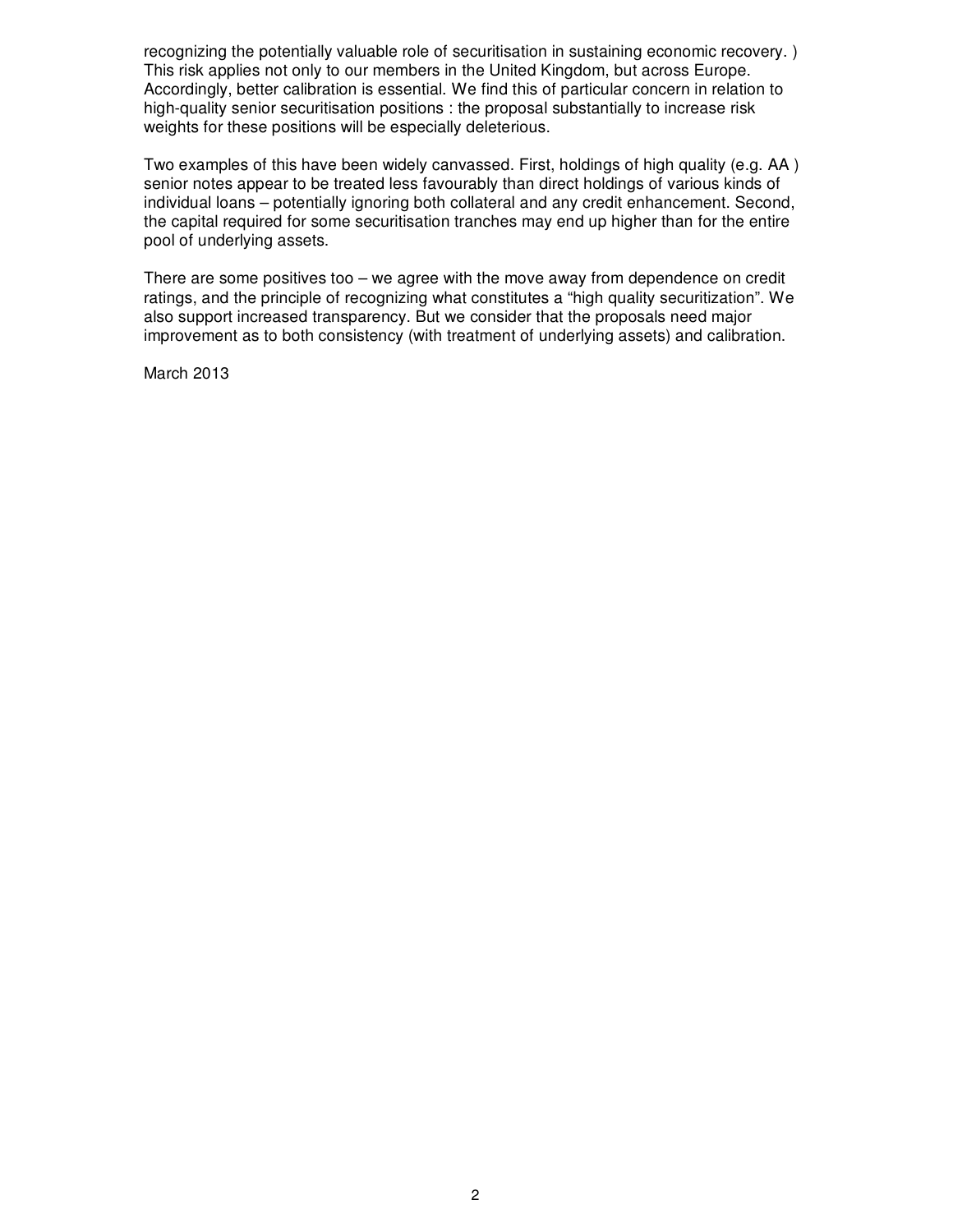recognizing the potentially valuable role of securitisation in sustaining economic recovery. ) This risk applies not only to our members in the United Kingdom, but across Europe. Accordingly, better calibration is essential. We find this of particular concern in relation to high-quality senior securitisation positions : the proposal substantially to increase risk weights for these positions will be especially deleterious.

Two examples of this have been widely canvassed. First, holdings of high quality (e.g. AA ) senior notes appear to be treated less favourably than direct holdings of various kinds of individual loans – potentially ignoring both collateral and any credit enhancement. Second, the capital required for some securitisation tranches may end up higher than for the entire pool of underlying assets.

There are some positives too – we agree with the move away from dependence on credit ratings, and the principle of recognizing what constitutes a "high quality securitization". We also support increased transparency. But we consider that the proposals need major improvement as to both consistency (with treatment of underlying assets) and calibration.

March 2013